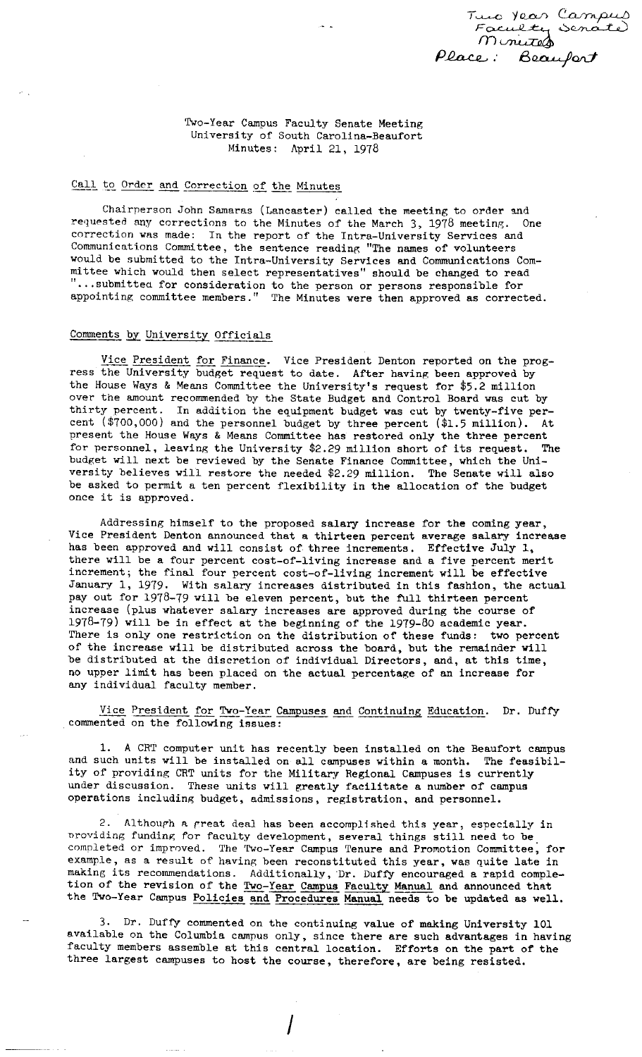Two Year Campus Faculty Senate Minutes
Place: Beaufort

# Two-Year Campus Faculty Senate Meeting
## University of South Carolina-Beaufort
### Minutes: April 21, 1978

## Call to Order and Correction of the Minutes

Chairperson John Samaras (Lancaster) called the meeting to order and requested any corrections to the Minutes of the March 3, 1978 meeting. One correction was made: In the report of the Intra-University Services and Communications Committee, the sentence reading "The names of volunteers would be submitted to the Intra-University Services and Communications Committee which would then select representatives" should be changed to read "...submitted for consideration to the person or persons responsible for appointing committee members." The Minutes were then approved as corrected.

## Comments by University Officials

Vice President for Finance. Vice President Denton reported on the progress the University budget request to date. After having been approved by the House Ways & Means Committee the University's request for $5.2 million over the amount recommended by the State Budget and Control Board was cut by thirty percent. In addition the equipment budget was cut by twenty-five percent ($700,000) and the personnel budget by three percent ($1.5 million). At present the House Ways & Means Committee has restored only the three percent for personnel, leaving the University $2.29 million short of its request. The budget will next be reviewed by the Senate Finance Committee, which the University believes will restore the needed $2.29 million. The Senate will also be asked to permit a ten percent flexibility in the allocation of the budget once it is approved.

Addressing himself to the proposed salary increase for the coming year, Vice President Denton announced that a thirteen percent average salary increase has been approved and will consist of three increments. Effective July 1, there will be a four percent cost-of-living increase and a five percent merit increment; the final four percent cost-of-living increment will be effective January 1, 1979. With salary increases distributed in this fashion, the actual pay out for 1978-79 will be eleven percent, but the full thirteen percent increase (plus whatever salary increases are approved during the course of 1978-79) will be in effect at the beginning of the 1979-80 academic year. There is only one restriction on the distribution of these funds: two percent of the increase will be distributed across the board, but the remainder will be distributed at the discretion of individual Directors, and, at this time, no upper limit has been placed on the actual percentage of an increase for any individual faculty member.

Vice President for Two-Year Campuses and Continuing Education. Dr. Duffy commented on the following issues:

1. A CRT computer unit has recently been installed on the Beaufort campus and such units will be installed on all campuses within a month. The feasibility of providing CRT units for the Military Regional Campuses is currently under discussion. These units will greatly facilitate a number of campus operations including budget, admissions, registration, and personnel.

2. Although a great deal has been accomplished this year, especially in providing funding for faculty development, several things still need to be completed or improved. The Two-Year Campus Tenure and Promotion Committee, for example, as a result of having been reconstituted this year, was quite late in making its recommendations. Additionally, Dr. Duffy encouraged a rapid completion of the revision of the Two-Year Campus Faculty Manual and announced that the Two-Year Campus Policies and Procedures Manual needs to be updated as well.

3. Dr. Duffy commented on the continuing value of making University 101 available on the Columbia campus only, since there are such advantages in having faculty members assemble at this central location. Efforts on the part of the three largest campuses to host the course, therefore, are being resisted.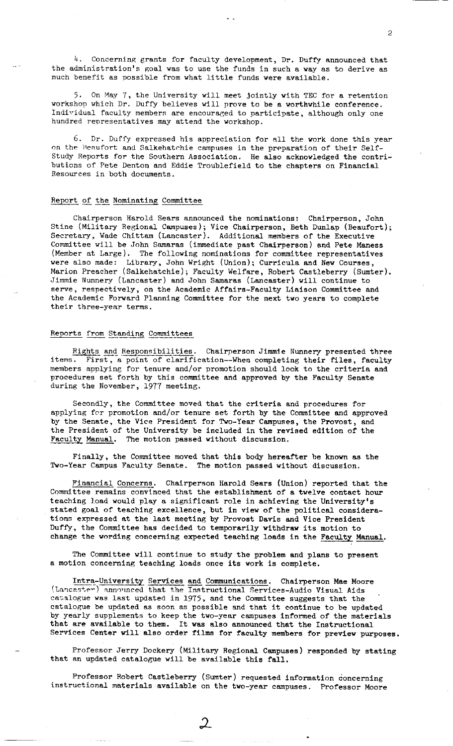4. Concerning grants for faculty development, Dr. Duffy announced that the administration's goal was to use the funds in such a way as to derive as much benefit as possible from what little funds were available.

5. On May 7, the University will meet jointly with TEC for a retention workshop which Dr. Duffy believes will prove to be a worthwhile conference. Individual faculty members are encouraged to participate, although only one hundred representatives may attend the workshop.

6. Dr. Duffy expressed his appreciation for all the work done this year on the Beaufort and Salkehatchie campuses in the preparation of their Self-Study Reports for the Southern Association. He also acknowledged the contributions of Pete Denton and Eddie Troublefield to the chapters on Financial Resources in both documents.

## Report of the Nominating Committee

Chairperson Harold Sears announced the nominations: Chairperson, John Stine (Military Regional Campuses); Vice Chairperson, Beth Dunlap (Beaufort); Secretary, Wade Chittam (Lancaster). Additional members of the Executive Committee will be John Samaras (immediate past Chairperson) and Pete Maness (Member at Large). The following nominations for committee representatives were also made: Library, John Wright (Union); Curricula and New Courses, Marion Preacher (Salkehatchie); Faculty Welfare, Robert Castleberry (Sumter). Jimmie Nunnery (Lancaster) and John Samaras (Lancaster) will continue to serve, respectively, on the Academic Affairs-Faculty Liaison Committee and the Academic Forward Planning Committee for the next two years to complete their three-year terms.

## Reports from Standing Committees

Rights and Responsibilities. Chairperson Jimmie Nunnery presented three items. First, a point of clarification--When completing their files, faculty members applying for tenure and/or promotion should look to the criteria and procedures set forth by this committee and approved by the Faculty Senate during the November, 1977 meeting.

Secondly, the Committee moved that the criteria and procedures for applying for promotion and/or tenure set forth by the Committee and approved by the Senate, the Vice President for Two-Year Campuses, the Provost, and the President of the University be included in the revised edition of the Faculty Manual. The motion passed without discussion.

Finally, the Committee moved that this body hereafter be known as the Two-Year Campus Faculty Senate. The motion passed without discussion.

Financial Concerns. Chairperson Harold Sears (Union) reported that the Committee remains convinced that the establishment of a twelve contact hour teaching load would play a significant role in achieving the University's stated goal of teaching excellence, but in view of the political considerations expressed at the last meeting by Provost Davis and Vice President Duffy, the Committee has decided to temporarily withdraw its motion to change the wording concerning expected teaching loads in the Faculty Manual.

The Committee will continue to study the problem and plans to present a motion concerning teaching loads once its work is complete.

Intra-University Services and Communications. Chairperson Mae Moore (Lancaster) announced that the Instructional Services-Audio Visual Aids catalogue was last updated in 1975, and the Committee suggests that the catalogue be updated as soon as possible and that it continue to be updated by yearly supplements to keep the two-year campuses informed of the materials that are available to them. It was also announced that the Instructional Services Center will also order films for faculty members for preview purposes.

Professor Jerry Dockery (Military Regional Campuses) responded by stating that an updated catalogue will be available this fall.

Professor Robert Castleberry (Sumter) requested information concerning instructional materials available on the two-year campuses. Professor Moore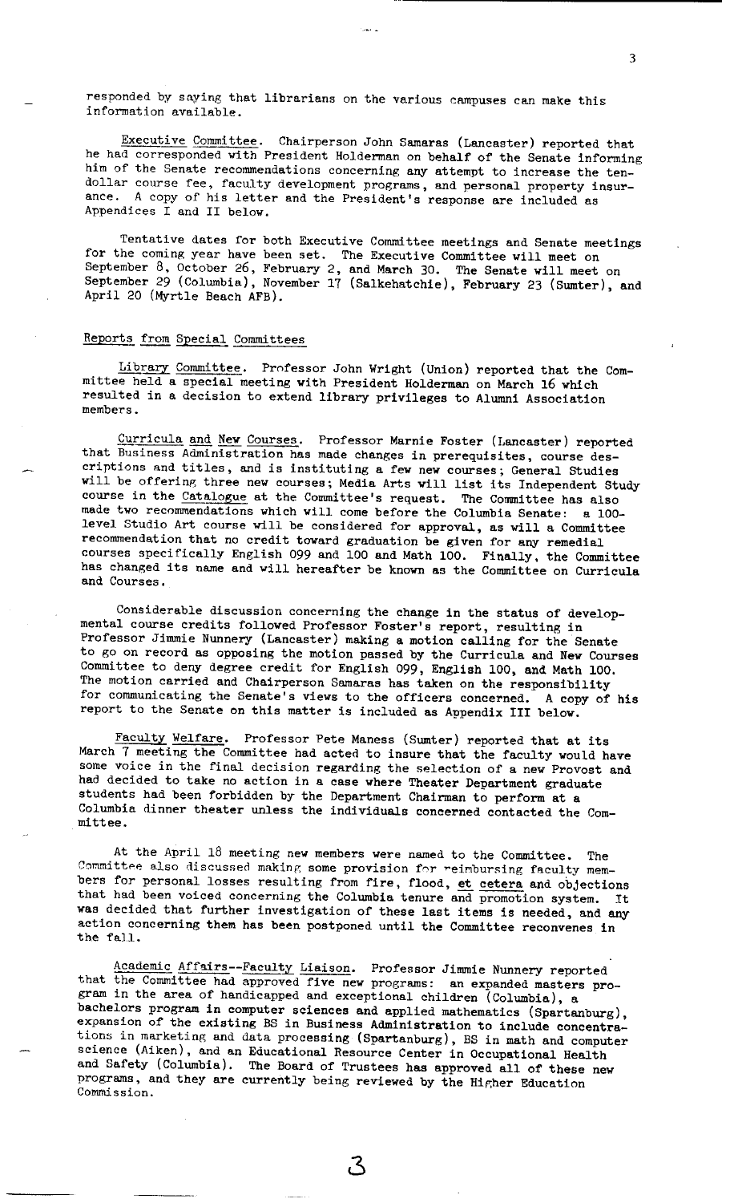responded by saying that librarians on the various campuses can make this information available.

Executive Committee. Chairperson John Samaras (Lancaster) reported that he had corresponded with President Holderman on behalf of the Senate informing him of the Senate recommendations concerning any attempt to increase the ten-dollar course fee, faculty development programs, and personal property insurance. A copy of his letter and the President's response are included as Appendices I and II below.

Tentative dates for both Executive Committee meetings and Senate meetings for the coming year have been set. The Executive Committee will meet on September 8, October 26, February 2, and March 30. The Senate will meet on September 29 (Columbia), November 17 (Salkehatchie), February 23 (Sumter), and April 20 (Myrtle Beach AFB).

## Reports from Special Committees

Library Committee. Professor John Wright (Union) reported that the Committee held a special meeting with President Holderman on March 16 which resulted in a decision to extend library privileges to Alumni Association members.

Curricula and New Courses. Professor Marnie Foster (Lancaster) reported that Business Administration has made changes in prerequisites, course descriptions and titles, and is instituting a few new courses; General Studies will be offering three new courses; Media Arts will list its Independent Study course in the *Catalogue* at the Committee's request. The Committee has also made two recommendations which will come before the Columbia Senate: a 100-level Studio Art course will be considered for approval, as will a Committee recommendation that no credit toward graduation be given for any remedial courses specifically English 099 and 100 and Math 100. Finally, the Committee has changed its name and will hereafter be known as the Committee on Curricula and Courses.

Considerable discussion concerning the change in the status of developmental course credits followed Professor Foster's report, resulting in Professor Jimmie Nunnery (Lancaster) making a motion calling for the Senate to go on record as opposing the motion passed by the Curricula and New Courses Committee to deny degree credit for English 099, English 100, and Math 100. The motion carried and Chairperson Samaras has taken on the responsibility for communicating the Senate's views to the officers concerned. A copy of his report to the Senate on this matter is included as Appendix III below.

Faculty Welfare. Professor Pete Maness (Sumter) reported that at its March 7 meeting the Committee had acted to insure that the faculty would have some voice in the final decision regarding the selection of a new Provost and had decided to take no action in a case where Theater Department graduate students had been forbidden by the Department Chairman to perform at a Columbia dinner theater unless the individuals concerned contacted the Committee.

At the April 18 meeting new members were named to the Committee. The Committee also discussed making some provision for reimbursing faculty members for personal losses resulting from fire, flood, *et cetera* and objections that had been voiced concerning the Columbia tenure and promotion system. It was decided that further investigation of these last items is needed, and any action concerning them has been postponed until the Committee reconvenes in the fall.

Academic Affairs--Faculty Liaison. Professor Jimmie Nunnery reported that the Committee had approved five new programs: an expanded masters program in the area of handicapped and exceptional children (Columbia), a bachelors program in computer sciences and applied mathematics (Spartanburg), expansion of the existing BS in Business Administration to include concentrations in marketing and data processing (Spartanburg), BS in math and computer science (Aiken), and an Educational Resource Center in Occupational Health and Safety (Columbia). The Board of Trustees has approved all of these new programs, and they are currently being reviewed by the Higher Education Commission.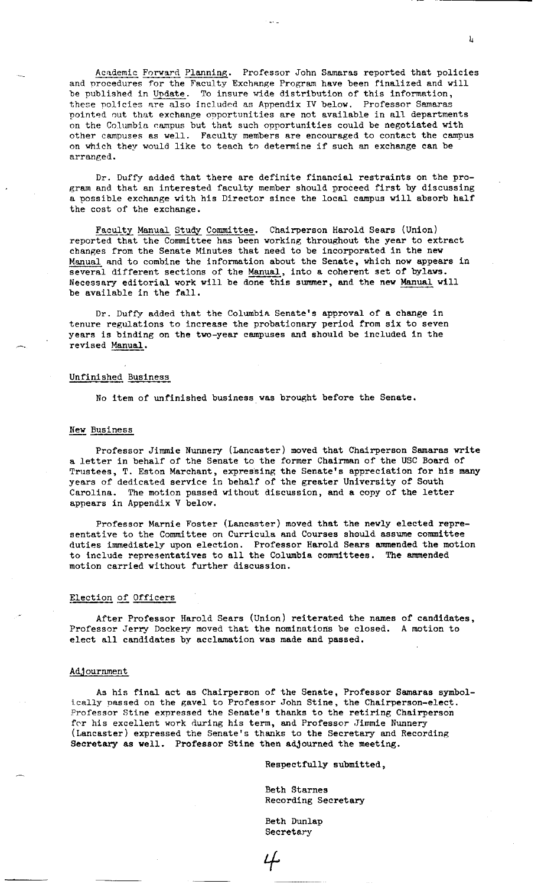Academic Forward Planning. Professor John Samaras reported that policies and procedures for the Faculty Exchange Program have been finalized and will be published in Update. To insure wide distribution of this information, these policies are also included as Appendix IV below. Professor Samaras pointed out that exchange opportunities are not available in all departments on the Columbia campus but that such opportunities could be negotiated with other campuses as well. Faculty members are encouraged to contact the campus on which they would like to teach to determine if such an exchange can be arranged.

Dr. Duffy added that there are definite financial restraints on the program and that an interested faculty member should proceed first by discussing a possible exchange with his Director since the local campus will absorb half the cost of the exchange.

Faculty Manual Study Committee. Chairperson Harold Sears (Union) reported that the Committee has been working throughout the year to extract changes from the Senate Minutes that need to be incorporated in the new Manual and to combine the information about the Senate, which now appears in several different sections of the Manual, into a coherent set of bylaws. Necessary editorial work will be done this summer, and the new Manual will be available in the fall.

Dr. Duffy added that the Columbia Senate's approval of a change in tenure regulations to increase the probationary period from six to seven years is binding on the two-year campuses and should be included in the revised Manual.

## Unfinished Business

No item of unfinished business was brought before the Senate.

## New Business

Professor Jimmie Nunnery (Lancaster) moved that Chairperson Samaras write a letter in behalf of the Senate to the former Chairman of the USC Board of Trustees, T. Eston Marchant, expressing the Senate's appreciation for his many years of dedicated service in behalf of the greater University of South Carolina. The motion passed without discussion, and a copy of the letter appears in Appendix V below.

Professor Marnie Foster (Lancaster) moved that the newly elected representative to the Committee on Curricula and Courses should assume committee duties immediately upon election. Professor Harold Sears ammended the motion to include representatives to all the Columbia committees. The ammended motion carried without further discussion.

## Election of Officers

After Professor Harold Sears (Union) reiterated the names of candidates, Professor Jerry Dockery moved that the nominations be closed. A motion to elect all candidates by acclamation was made and passed.

## Adjournment

As his final act as Chairperson of the Senate, Professor Samaras symbolically passed on the gavel to Professor John Stine, the Chairperson-elect. Professor Stine expressed the Senate's thanks to the retiring Chairperson for his excellent work during his term, and Professor Jimmie Nunnery (Lancaster) expressed the Senate's thanks to the Secretary and Recording Secretary as well. Professor Stine then adjourned the meeting.

Respectfully submitted,

Beth Starnes
Recording Secretary

Beth Dunlap
Secretary